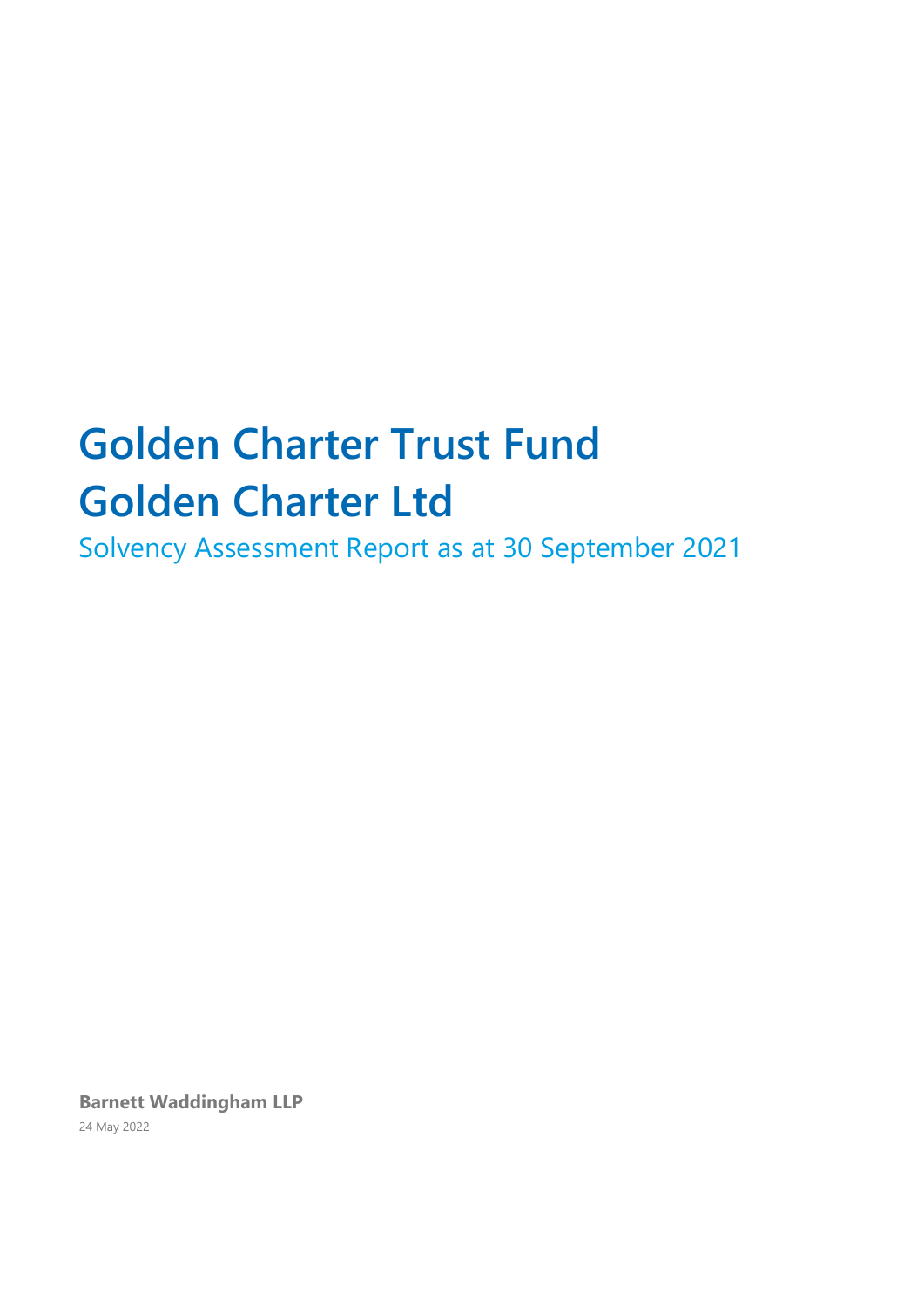# Golden Charter Trust Fund
# Golden Charter Ltd

Solvency Assessment Report as at 30 September 2021

**Barnett Waddingham LLP**

24 May 2022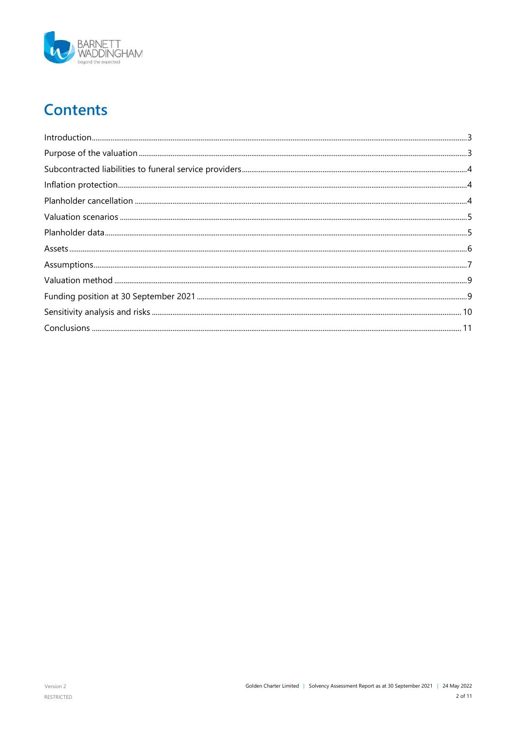# Contents

| | |
|---|---|
| Introduction | 3 |
| Purpose of the valuation | 3 |
| Subcontracted liabilities to funeral service providers | 4 |
| Inflation protection | 4 |
| Planholder cancellation | 4 |
| Valuation scenarios | 5 |
| Planholder data | 5 |
| Assets | 6 |
| Assumptions | 7 |
| Valuation method | 9 |
| Funding position at 30 September 2021 | 9 |
| Sensitivity analysis and risks | 10 |
| Conclusions | 11 |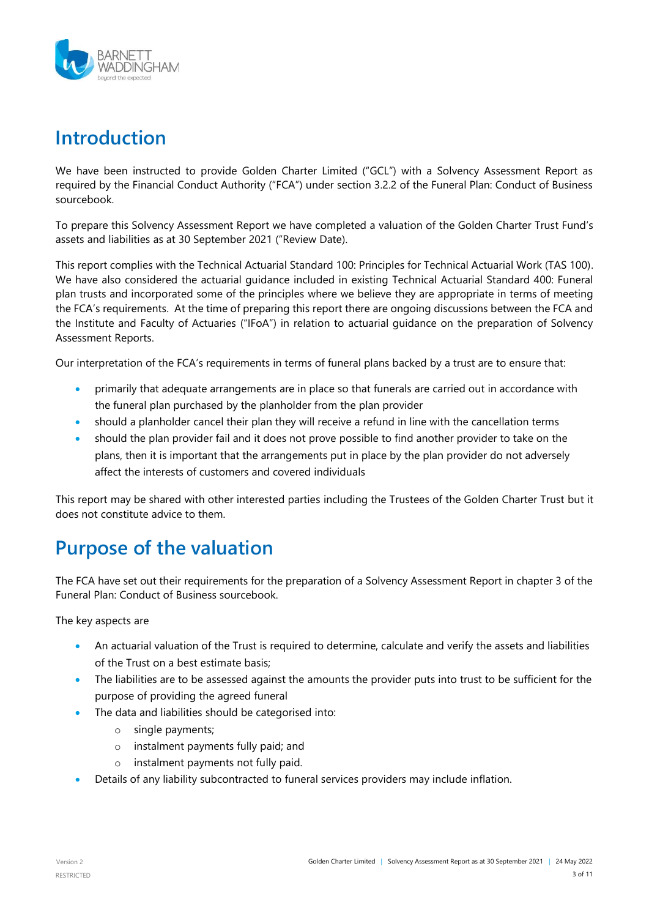# Introduction

We have been instructed to provide Golden Charter Limited ("GCL") with a Solvency Assessment Report as required by the Financial Conduct Authority ("FCA") under section 3.2.2 of the Funeral Plan: Conduct of Business sourcebook.

To prepare this Solvency Assessment Report we have completed a valuation of the Golden Charter Trust Fund's assets and liabilities as at 30 September 2021 ("Review Date).

This report complies with the Technical Actuarial Standard 100: Principles for Technical Actuarial Work (TAS 100). We have also considered the actuarial guidance included in existing Technical Actuarial Standard 400: Funeral plan trusts and incorporated some of the principles where we believe they are appropriate in terms of meeting the FCA's requirements. At the time of preparing this report there are ongoing discussions between the FCA and the Institute and Faculty of Actuaries ("IFoA") in relation to actuarial guidance on the preparation of Solvency Assessment Reports.

Our interpretation of the FCA's requirements in terms of funeral plans backed by a trust are to ensure that:

- primarily that adequate arrangements are in place so that funerals are carried out in accordance with the funeral plan purchased by the planholder from the plan provider
- should a planholder cancel their plan they will receive a refund in line with the cancellation terms
- should the plan provider fail and it does not prove possible to find another provider to take on the plans, then it is important that the arrangements put in place by the plan provider do not adversely affect the interests of customers and covered individuals

This report may be shared with other interested parties including the Trustees of the Golden Charter Trust but it does not constitute advice to them.

# Purpose of the valuation

The FCA have set out their requirements for the preparation of a Solvency Assessment Report in chapter 3 of the Funeral Plan: Conduct of Business sourcebook.

The key aspects are

- An actuarial valuation of the Trust is required to determine, calculate and verify the assets and liabilities of the Trust on a best estimate basis;
- The liabilities are to be assessed against the amounts the provider puts into trust to be sufficient for the purpose of providing the agreed funeral
- The data and liabilities should be categorised into:
    - single payments;
    - instalment payments fully paid; and
    - instalment payments not fully paid.
- Details of any liability subcontracted to funeral services providers may include inflation.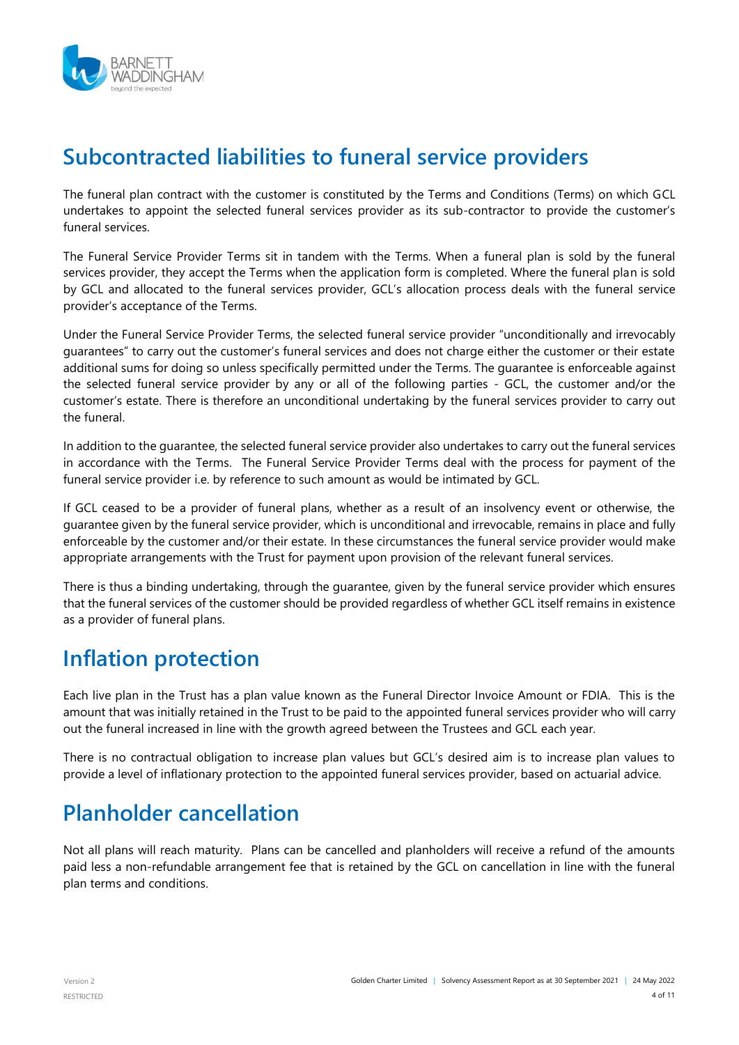## Subcontracted liabilities to funeral service providers

The funeral plan contract with the customer is constituted by the Terms and Conditions (Terms) on which GCL undertakes to appoint the selected funeral services provider as its sub-contractor to provide the customer's funeral services.

The Funeral Service Provider Terms sit in tandem with the Terms. When a funeral plan is sold by the funeral services provider, they accept the Terms when the application form is completed. Where the funeral plan is sold by GCL and allocated to the funeral services provider, GCL's allocation process deals with the funeral service provider's acceptance of the Terms.

Under the Funeral Service Provider Terms, the selected funeral service provider "unconditionally and irrevocably guarantees" to carry out the customer's funeral services and does not charge either the customer or their estate additional sums for doing so unless specifically permitted under the Terms. The guarantee is enforceable against the selected funeral service provider by any or all of the following parties - GCL, the customer and/or the customer's estate. There is therefore an unconditional undertaking by the funeral services provider to carry out the funeral.

In addition to the guarantee, the selected funeral service provider also undertakes to carry out the funeral services in accordance with the Terms. The Funeral Service Provider Terms deal with the process for payment of the funeral service provider i.e. by reference to such amount as would be intimated by GCL.

If GCL ceased to be a provider of funeral plans, whether as a result of an insolvency event or otherwise, the guarantee given by the funeral service provider, which is unconditional and irrevocable, remains in place and fully enforceable by the customer and/or their estate. In these circumstances the funeral service provider would make appropriate arrangements with the Trust for payment upon provision of the relevant funeral services.

There is thus a binding undertaking, through the guarantee, given by the funeral service provider which ensures that the funeral services of the customer should be provided regardless of whether GCL itself remains in existence as a provider of funeral plans.

## Inflation protection

Each live plan in the Trust has a plan value known as the Funeral Director Invoice Amount or FDIA. This is the amount that was initially retained in the Trust to be paid to the appointed funeral services provider who will carry out the funeral increased in line with the growth agreed between the Trustees and GCL each year.

There is no contractual obligation to increase plan values but GCL's desired aim is to increase plan values to provide a level of inflationary protection to the appointed funeral services provider, based on actuarial advice.

## Planholder cancellation

Not all plans will reach maturity. Plans can be cancelled and planholders will receive a refund of the amounts paid less a non-refundable arrangement fee that is retained by the GCL on cancellation in line with the funeral plan terms and conditions.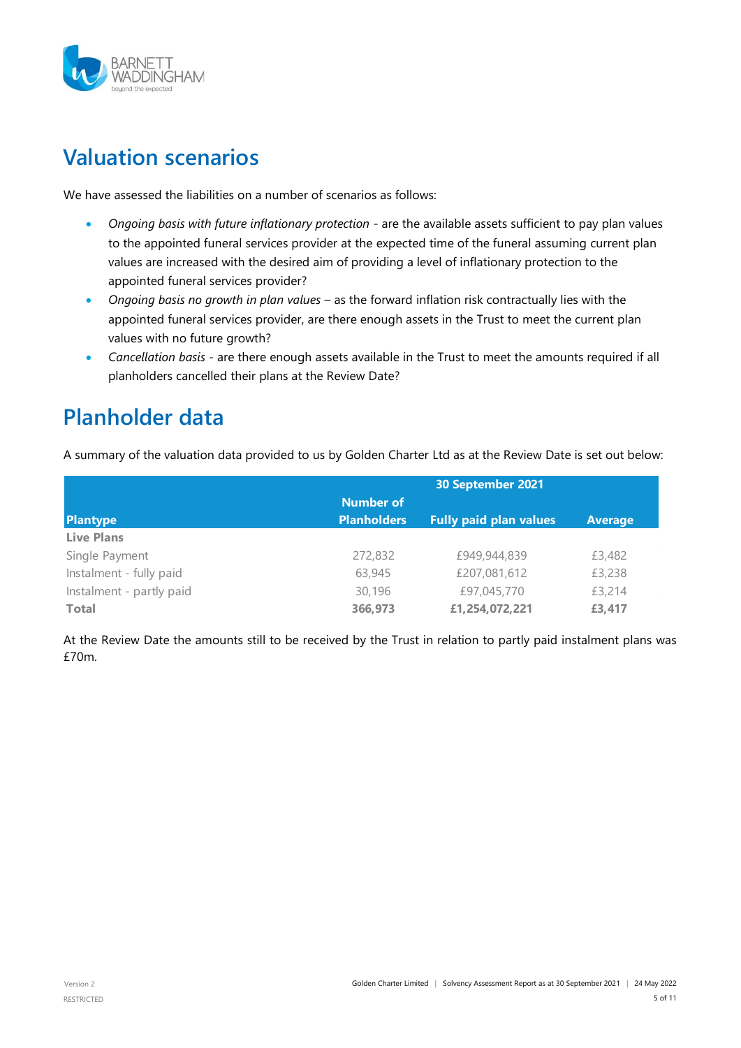## Valuation scenarios

We have assessed the liabilities on a number of scenarios as follows:

- *Ongoing basis with future inflationary protection* - are the available assets sufficient to pay plan values to the appointed funeral services provider at the expected time of the funeral assuming current plan values are increased with the desired aim of providing a level of inflationary protection to the appointed funeral services provider?
- *Ongoing basis no growth in plan values* – as the forward inflation risk contractually lies with the appointed funeral services provider, are there enough assets in the Trust to meet the current plan values with no future growth?
- *Cancellation basis* - are there enough assets available in the Trust to meet the amounts required if all planholders cancelled their plans at the Review Date?

## Planholder data

A summary of the valuation data provided to us by Golden Charter Ltd as at the Review Date is set out below:

| | 30 September 2021 | | |
|---|---|---|---|
| **Plantype** | **Number of Planholders** | **Fully paid plan values** | **Average** |
| **Live Plans** | | | |
| Single Payment | 272,832 | £949,944,839 | £3,482 |
| Instalment - fully paid | 63,945 | £207,081,612 | £3,238 |
| Instalment - partly paid | 30,196 | £97,045,770 | £3,214 |
| **Total** | **366,973** | **£1,254,072,221** | **£3,417** |

At the Review Date the amounts still to be received by the Trust in relation to partly paid instalment plans was £70m.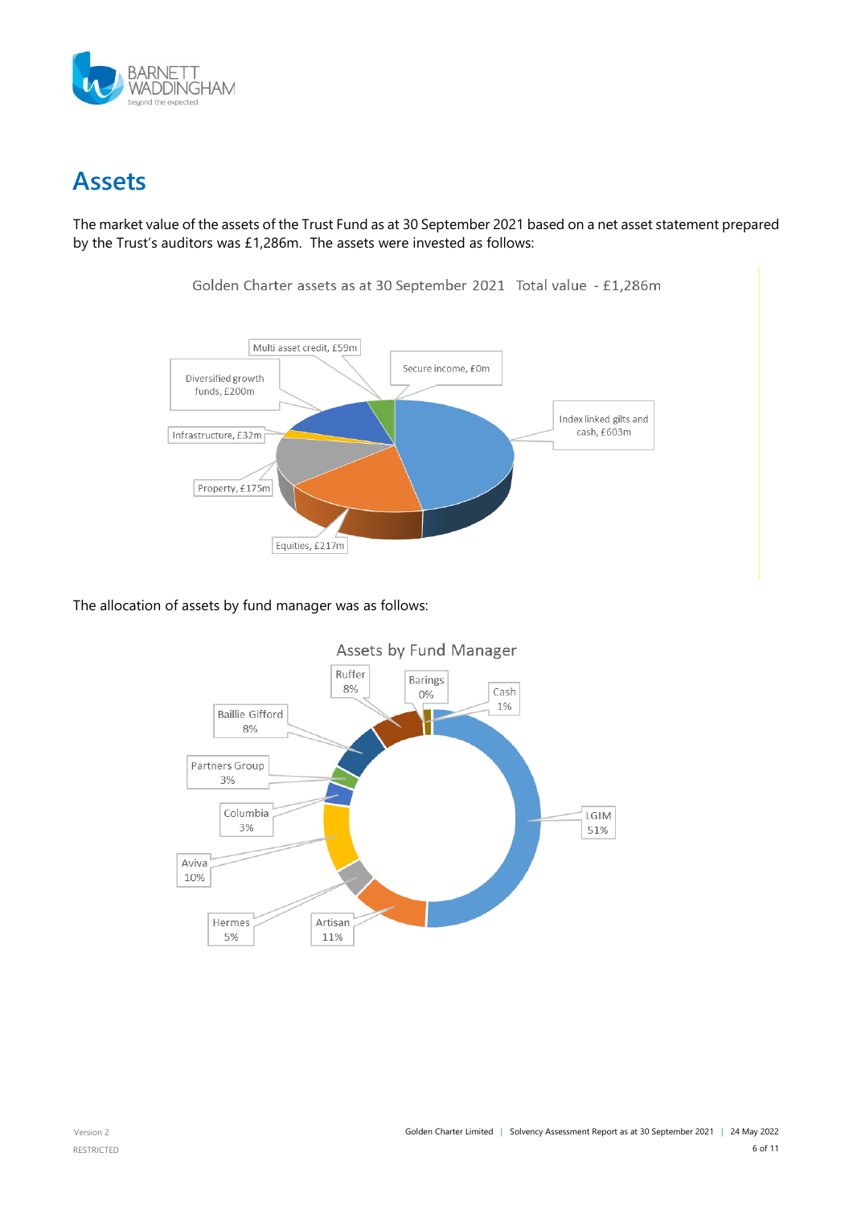# Assets

The market value of the assets of the Trust Fund as at 30 September 2021 based on a net asset statement prepared by the Trust's auditors was £1,286m. The assets were invested as follows:

Golden Charter assets as at 30 September 2021 Total value - £1,286m

| Asset class | Value |
|---|---|
| Index linked gilts and cash | £603m |
| Equities | £217m |
| Property | £175m |
| Infrastructure | £32m |
| Diversified growth funds | £200m |
| Multi asset credit | £59m |
| Secure income | £0m |

The allocation of assets by fund manager was as follows:

Assets by Fund Manager

| Fund Manager | Allocation |
|---|---|
| LGIM | 51% |
| Artisan | 11% |
| Hermes | 5% |
| Aviva | 10% |
| Columbia | 3% |
| Partners Group | 3% |
| Baillie Gifford | 8% |
| Ruffer | 8% |
| Barings | 0% |
| Cash | 1% |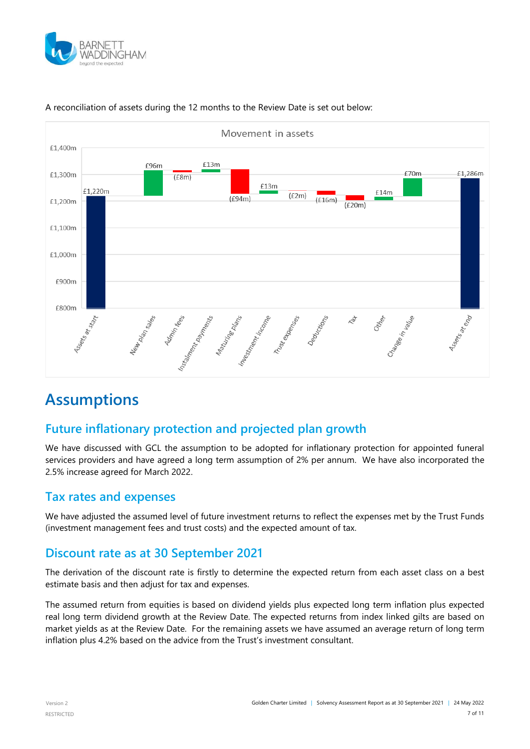A reconciliation of assets during the 12 months to the Review Date is set out below:

Movement in assets

| Item | Amount |
|---|---|
| Assets at start | £1,220m |
| New plan sales | £96m |
| Admin fees | (£8m) |
| Instalment payments | £13m |
| Maturing plans | (£94m) |
| Investment income | £13m |
| Trust expenses | (£2m) |
| Deductions | (£16m) |
| Tax | (£20m) |
| Other | £14m |
| Change in value | £70m |
| Assets at end | £1,286m |

# Assumptions

## Future inflationary protection and projected plan growth

We have discussed with GCL the assumption to be adopted for inflationary protection for appointed funeral services providers and have agreed a long term assumption of 2% per annum. We have also incorporated the 2.5% increase agreed for March 2022.

## Tax rates and expenses

We have adjusted the assumed level of future investment returns to reflect the expenses met by the Trust Funds (investment management fees and trust costs) and the expected amount of tax.

## Discount rate as at 30 September 2021

The derivation of the discount rate is firstly to determine the expected return from each asset class on a best estimate basis and then adjust for tax and expenses.

The assumed return from equities is based on dividend yields plus expected long term inflation plus expected real long term dividend growth at the Review Date. The expected returns from index linked gilts are based on market yields as at the Review Date. For the remaining assets we have assumed an average return of long term inflation plus 4.2% based on the advice from the Trust's investment consultant.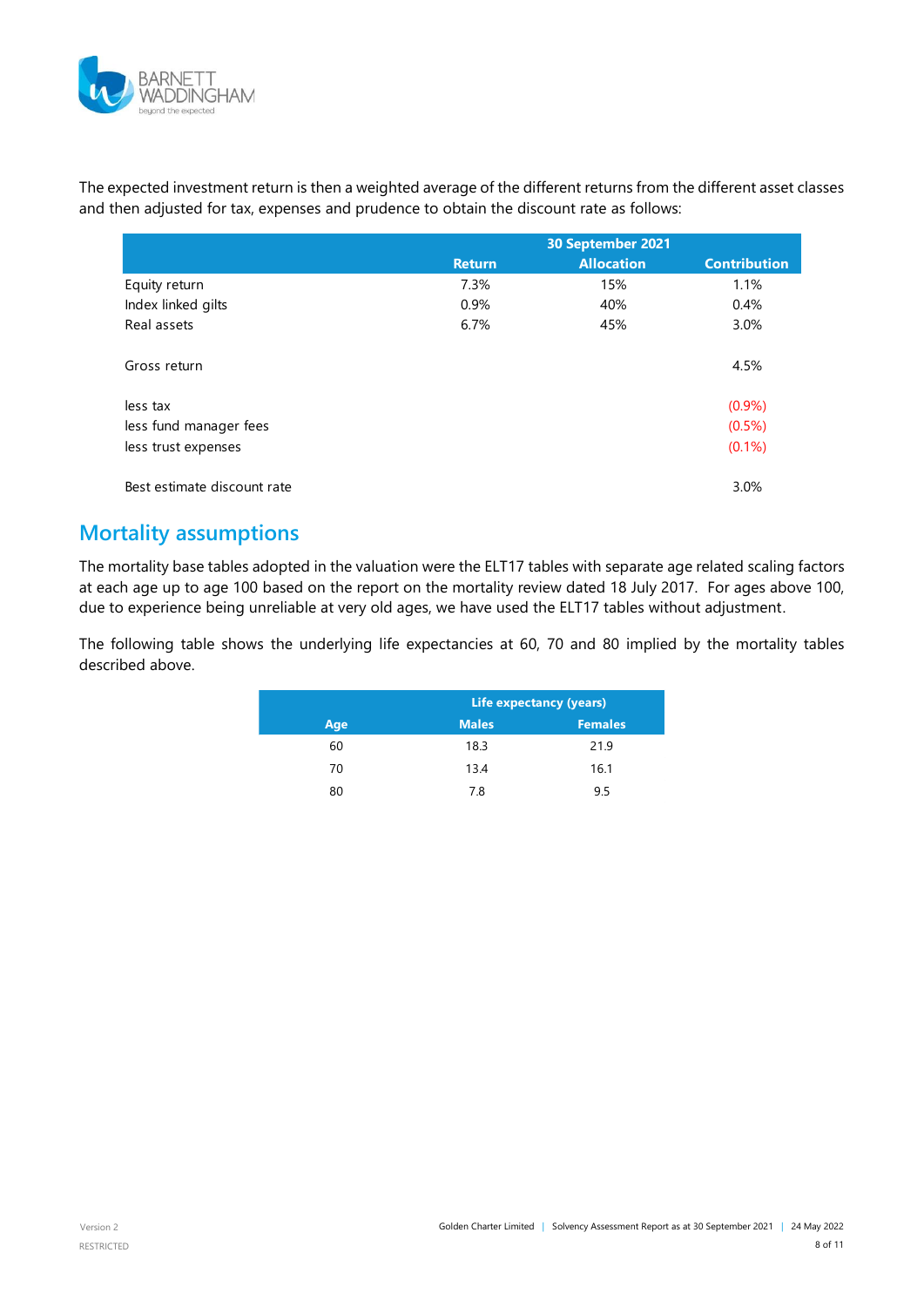The expected investment return is then a weighted average of the different returns from the different asset classes and then adjusted for tax, expenses and prudence to obtain the discount rate as follows:

| | 30 September 2021 | | |
|---|---|---|---|
| | Return | Allocation | Contribution |
| Equity return | 7.3% | 15% | 1.1% |
| Index linked gilts | 0.9% | 40% | 0.4% |
| Real assets | 6.7% | 45% | 3.0% |
| | | | |
| Gross return | | | 4.5% |
| | | | |
| less tax | | | (0.9%) |
| less fund manager fees | | | (0.5%) |
| less trust expenses | | | (0.1%) |
| | | | |
| Best estimate discount rate | | | 3.0% |

## Mortality assumptions

The mortality base tables adopted in the valuation were the ELT17 tables with separate age related scaling factors at each age up to age 100 based on the report on the mortality review dated 18 July 2017. For ages above 100, due to experience being unreliable at very old ages, we have used the ELT17 tables without adjustment.

The following table shows the underlying life expectancies at 60, 70 and 80 implied by the mortality tables described above.

| | Life expectancy (years) | |
|---|---|---|
| Age | Males | Females |
| 60 | 18.3 | 21.9 |
| 70 | 13.4 | 16.1 |
| 80 | 7.8 | 9.5 |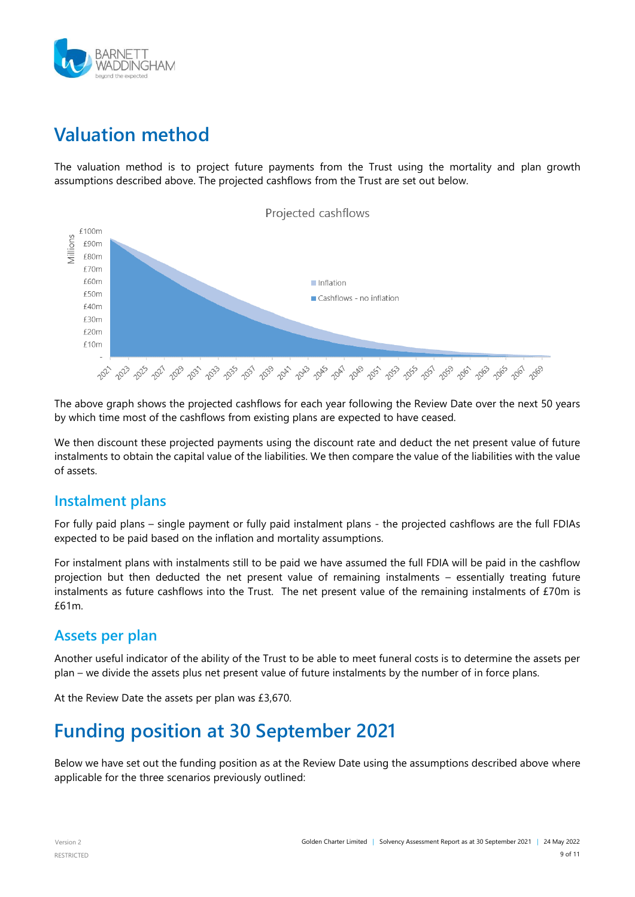# Valuation method

The valuation method is to project future payments from the Trust using the mortality and plan growth assumptions described above. The projected cashflows from the Trust are set out below.

The above graph shows the projected cashflows for each year following the Review Date over the next 50 years by which time most of the cashflows from existing plans are expected to have ceased.

We then discount these projected payments using the discount rate and deduct the net present value of future instalments to obtain the capital value of the liabilities. We then compare the value of the liabilities with the value of assets.

## Instalment plans

For fully paid plans – single payment or fully paid instalment plans - the projected cashflows are the full FDIAs expected to be paid based on the inflation and mortality assumptions.

For instalment plans with instalments still to be paid we have assumed the full FDIA will be paid in the cashflow projection but then deducted the net present value of remaining instalments – essentially treating future instalments as future cashflows into the Trust. The net present value of the remaining instalments of £70m is £61m.

## Assets per plan

Another useful indicator of the ability of the Trust to be able to meet funeral costs is to determine the assets per plan – we divide the assets plus net present value of future instalments by the number of in force plans.

At the Review Date the assets per plan was £3,670.

# Funding position at 30 September 2021

Below we have set out the funding position as at the Review Date using the assumptions described above where applicable for the three scenarios previously outlined: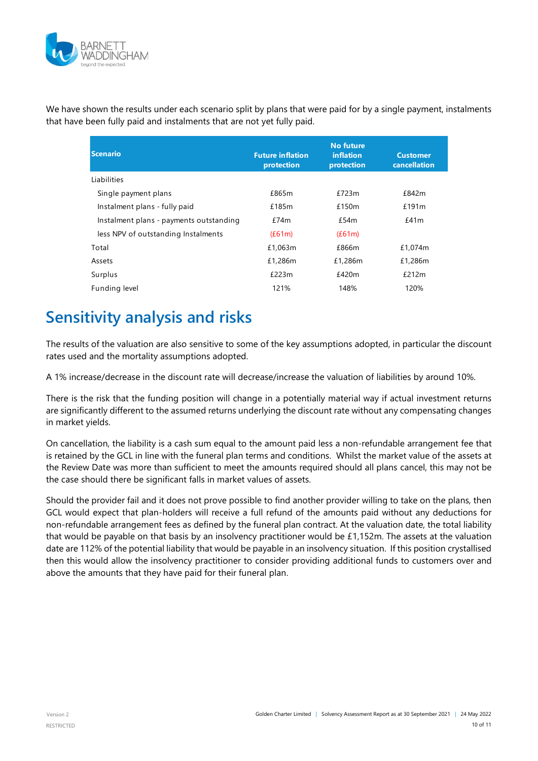We have shown the results under each scenario split by plans that were paid for by a single payment, instalments that have been fully paid and instalments that are not yet fully paid.

| Scenario | Future inflation protection | No future inflation protection | Customer cancellation |
|---|---|---|---|
| Liabilities | | | |
| Single payment plans | £865m | £723m | £842m |
| Instalment plans - fully paid | £185m | £150m | £191m |
| Instalment plans - payments outstanding | £74m | £54m | £41m |
| less NPV of outstanding Instalments | (£61m) | (£61m) | |
| Total | £1,063m | £866m | £1,074m |
| Assets | £1,286m | £1,286m | £1,286m |
| Surplus | £223m | £420m | £212m |
| Funding level | 121% | 148% | 120% |

## Sensitivity analysis and risks

The results of the valuation are also sensitive to some of the key assumptions adopted, in particular the discount rates used and the mortality assumptions adopted.

A 1% increase/decrease in the discount rate will decrease/increase the valuation of liabilities by around 10%.

There is the risk that the funding position will change in a potentially material way if actual investment returns are significantly different to the assumed returns underlying the discount rate without any compensating changes in market yields.

On cancellation, the liability is a cash sum equal to the amount paid less a non-refundable arrangement fee that is retained by the GCL in line with the funeral plan terms and conditions. Whilst the market value of the assets at the Review Date was more than sufficient to meet the amounts required should all plans cancel, this may not be the case should there be significant falls in market values of assets.

Should the provider fail and it does not prove possible to find another provider willing to take on the plans, then GCL would expect that plan-holders will receive a full refund of the amounts paid without any deductions for non-refundable arrangement fees as defined by the funeral plan contract. At the valuation date, the total liability that would be payable on that basis by an insolvency practitioner would be £1,152m. The assets at the valuation date are 112% of the potential liability that would be payable in an insolvency situation. If this position crystallised then this would allow the insolvency practitioner to consider providing additional funds to customers over and above the amounts that they have paid for their funeral plan.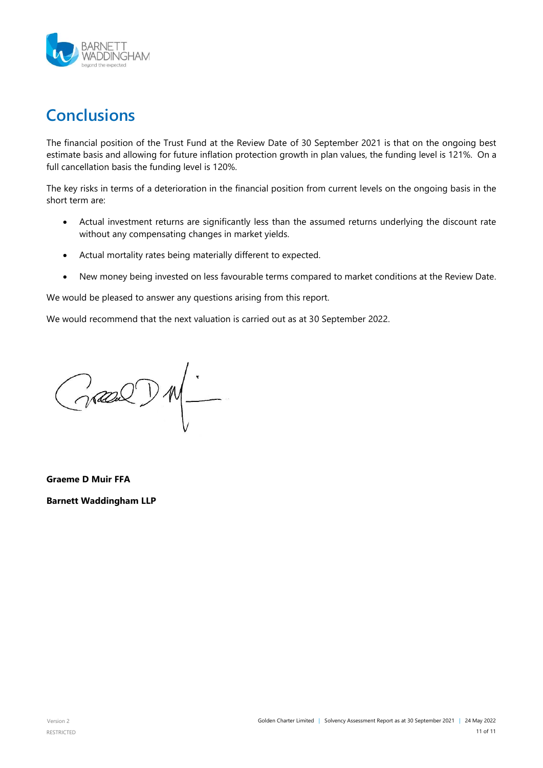# Conclusions

The financial position of the Trust Fund at the Review Date of 30 September 2021 is that on the ongoing best estimate basis and allowing for future inflation protection growth in plan values, the funding level is 121%. On a full cancellation basis the funding level is 120%.

The key risks in terms of a deterioration in the financial position from current levels on the ongoing basis in the short term are:

- Actual investment returns are significantly less than the assumed returns underlying the discount rate without any compensating changes in market yields.
- Actual mortality rates being materially different to expected.
- New money being invested on less favourable terms compared to market conditions at the Review Date.

We would be pleased to answer any questions arising from this report.

We would recommend that the next valuation is carried out as at 30 September 2022.

**Graeme D Muir FFA**

**Barnett Waddingham LLP**